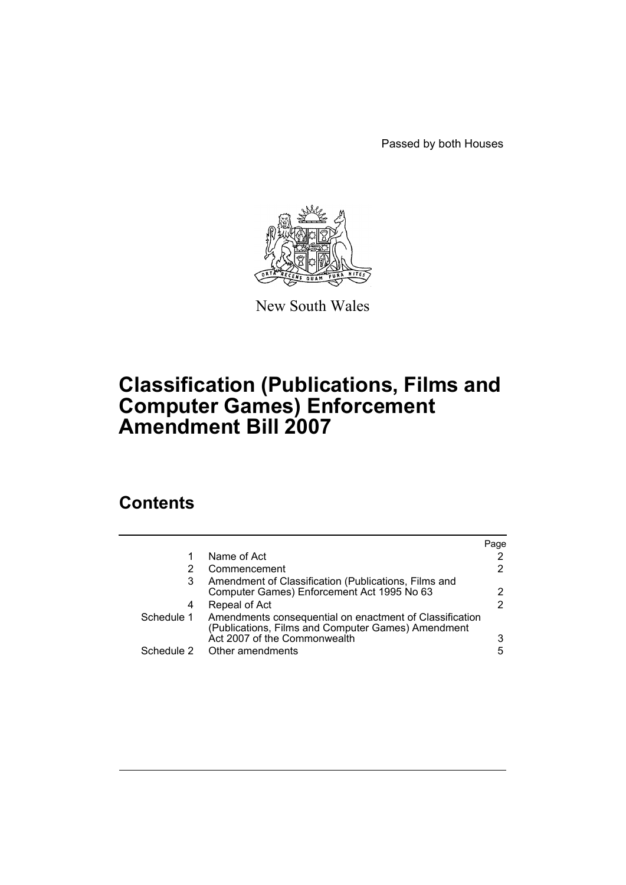Passed by both Houses

New South Wales

# Classification (Publications, Films and Computer Games) Enforcement Amendment Bill 2007

## Contents

| | | Page |
|---|---|---|
| 1 | Name of Act | 2 |
| 2 | Commencement | 2 |
| 3 | Amendment of Classification (Publications, Films and Computer Games) Enforcement Act 1995 No 63 | 2 |
| 4 | Repeal of Act | 2 |
| Schedule 1 | Amendments consequential on enactment of Classification (Publications, Films and Computer Games) Amendment Act 2007 of the Commonwealth | 3 |
| Schedule 2 | Other amendments | 5 |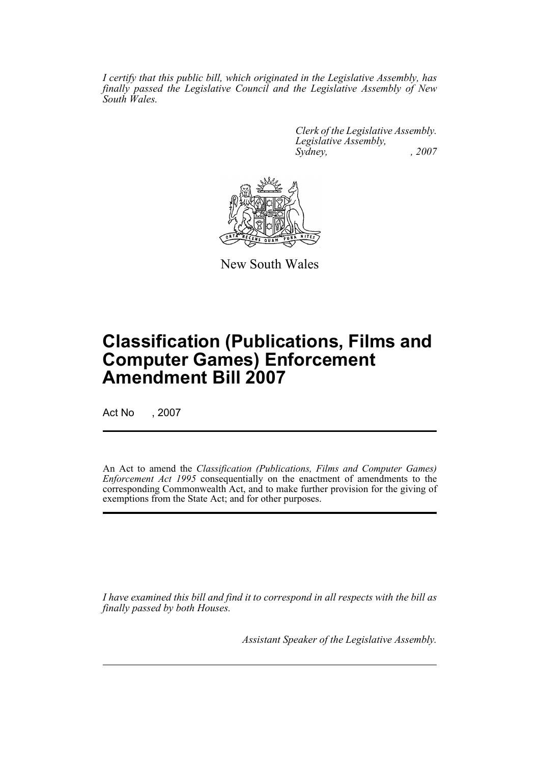*I certify that this public bill, which originated in the Legislative Assembly, has finally passed the Legislative Council and the Legislative Assembly of New South Wales.*

*Clerk of the Legislative Assembly.*
*Legislative Assembly,*
*Sydney, , 2007*

New South Wales

# Classification (Publications, Films and Computer Games) Enforcement Amendment Bill 2007

Act No , 2007

An Act to amend the *Classification (Publications, Films and Computer Games) Enforcement Act 1995* consequentially on the enactment of amendments to the corresponding Commonwealth Act, and to make further provision for the giving of exemptions from the State Act; and for other purposes.

*I have examined this bill and find it to correspond in all respects with the bill as finally passed by both Houses.*

*Assistant Speaker of the Legislative Assembly.*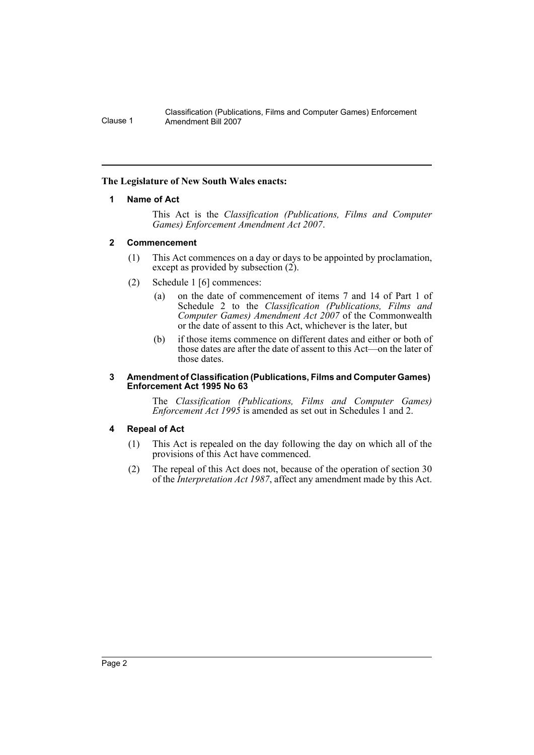**The Legislature of New South Wales enacts:**

## 1 Name of Act

This Act is the *Classification (Publications, Films and Computer Games) Enforcement Amendment Act 2007*.

## 2 Commencement

(1) This Act commences on a day or days to be appointed by proclamation, except as provided by subsection (2).

(2) Schedule 1 [6] commences:

(a) on the date of commencement of items 7 and 14 of Part 1 of Schedule 2 to the *Classification (Publications, Films and Computer Games) Amendment Act 2007* of the Commonwealth or the date of assent to this Act, whichever is the later, but

(b) if those items commence on different dates and either or both of those dates are after the date of assent to this Act—on the later of those dates.

## 3 Amendment of Classification (Publications, Films and Computer Games) Enforcement Act 1995 No 63

The *Classification (Publications, Films and Computer Games) Enforcement Act 1995* is amended as set out in Schedules 1 and 2.

## 4 Repeal of Act

(1) This Act is repealed on the day following the day on which all of the provisions of this Act have commenced.

(2) The repeal of this Act does not, because of the operation of section 30 of the *Interpretation Act 1987*, affect any amendment made by this Act.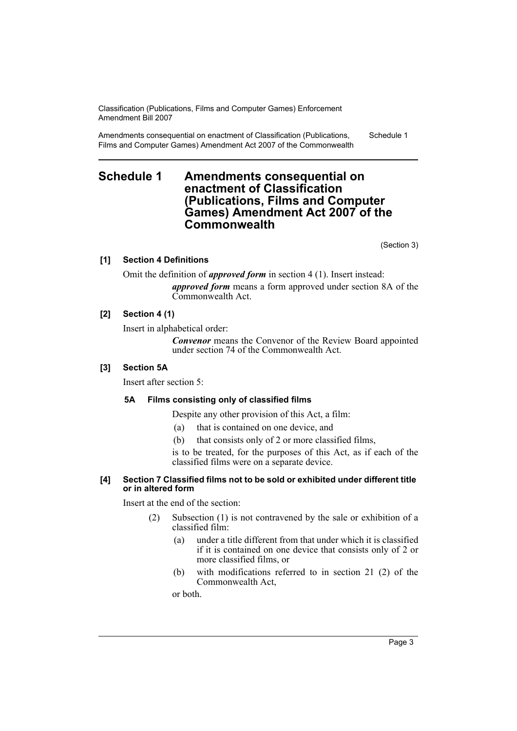# Schedule 1 Amendments consequential on enactment of Classification (Publications, Films and Computer Games) Amendment Act 2007 of the Commonwealth

(Section 3)

**[1] Section 4 Definitions**

Omit the definition of ***approved form*** in section 4 (1). Insert instead:

> ***approved form*** means a form approved under section 8A of the Commonwealth Act.

**[2] Section 4 (1)**

Insert in alphabetical order:

> ***Convenor*** means the Convenor of the Review Board appointed under section 74 of the Commonwealth Act.

**[3] Section 5A**

Insert after section 5:

> **5A Films consisting only of classified films**
>
> Despite any other provision of this Act, a film:
>
> (a) that is contained on one device, and
>
> (b) that consists only of 2 or more classified films,
>
> is to be treated, for the purposes of this Act, as if each of the classified films were on a separate device.

**[4] Section 7 Classified films not to be sold or exhibited under different title or in altered form**

Insert at the end of the section:

> (2) Subsection (1) is not contravened by the sale or exhibition of a classified film:
>
> (a) under a title different from that under which it is classified if it is contained on one device that consists only of 2 or more classified films, or
>
> (b) with modifications referred to in section 21 (2) of the Commonwealth Act,
>
> or both.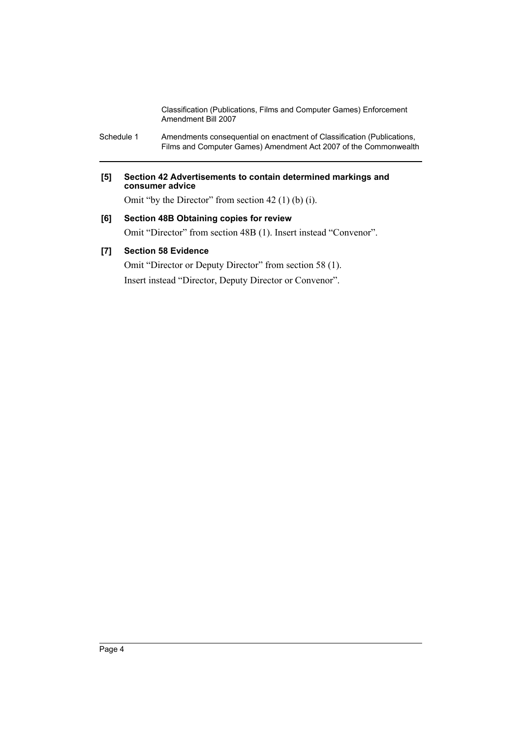**[5] Section 42 Advertisements to contain determined markings and consumer advice**

Omit "by the Director" from section 42 (1) (b) (i).

**[6] Section 48B Obtaining copies for review**

Omit "Director" from section 48B (1). Insert instead "Convenor".

**[7] Section 58 Evidence**

Omit "Director or Deputy Director" from section 58 (1).

Insert instead "Director, Deputy Director or Convenor".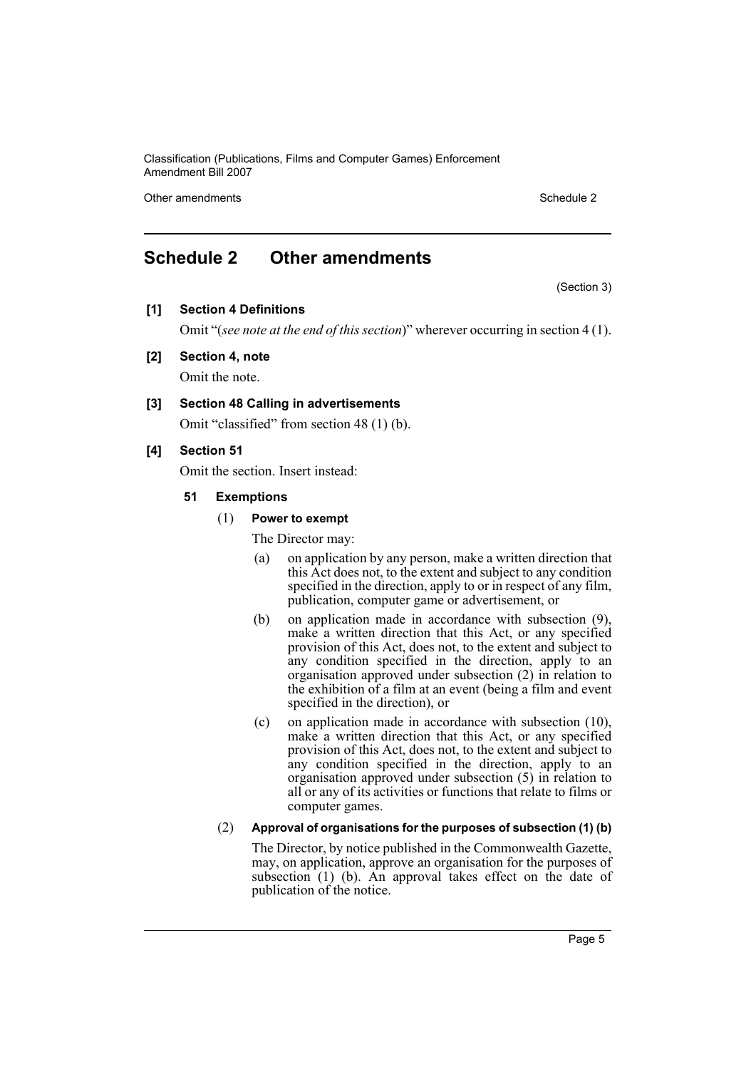# Schedule 2 Other amendments

(Section 3)

**[1] Section 4 Definitions**

Omit "(*see note at the end of this section*)" wherever occurring in section 4 (1).

**[2] Section 4, note**

Omit the note.

**[3] Section 48 Calling in advertisements**

Omit "classified" from section 48 (1) (b).

**[4] Section 51**

Omit the section. Insert instead:

**51 Exemptions**

(1) **Power to exempt**

The Director may:

(a) on application by any person, make a written direction that this Act does not, to the extent and subject to any condition specified in the direction, apply to or in respect of any film, publication, computer game or advertisement, or

(b) on application made in accordance with subsection (9), make a written direction that this Act, or any specified provision of this Act, does not, to the extent and subject to any condition specified in the direction, apply to an organisation approved under subsection (2) in relation to the exhibition of a film at an event (being a film and event specified in the direction), or

(c) on application made in accordance with subsection (10), make a written direction that this Act, or any specified provision of this Act, does not, to the extent and subject to any condition specified in the direction, apply to an organisation approved under subsection (5) in relation to all or any of its activities or functions that relate to films or computer games.

(2) **Approval of organisations for the purposes of subsection (1) (b)**

The Director, by notice published in the Commonwealth Gazette, may, on application, approve an organisation for the purposes of subsection (1) (b). An approval takes effect on the date of publication of the notice.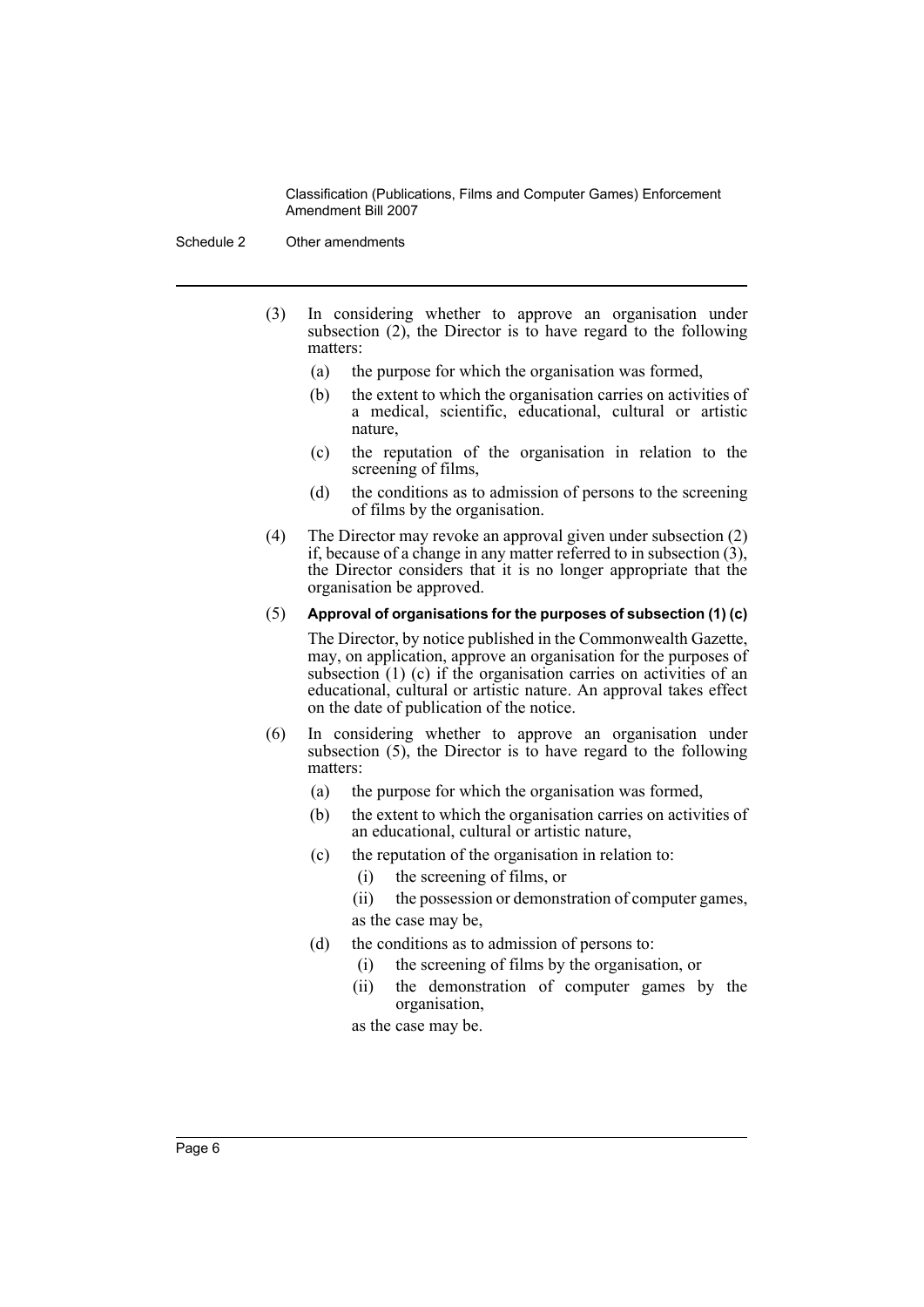(3) In considering whether to approve an organisation under subsection (2), the Director is to have regard to the following matters:

  (a) the purpose for which the organisation was formed,

  (b) the extent to which the organisation carries on activities of a medical, scientific, educational, cultural or artistic nature,

  (c) the reputation of the organisation in relation to the screening of films,

  (d) the conditions as to admission of persons to the screening of films by the organisation.

(4) The Director may revoke an approval given under subsection (2) if, because of a change in any matter referred to in subsection (3), the Director considers that it is no longer appropriate that the organisation be approved.

(5) **Approval of organisations for the purposes of subsection (1) (c)**

The Director, by notice published in the Commonwealth Gazette, may, on application, approve an organisation for the purposes of subsection (1) (c) if the organisation carries on activities of an educational, cultural or artistic nature. An approval takes effect on the date of publication of the notice.

(6) In considering whether to approve an organisation under subsection (5), the Director is to have regard to the following matters:

  (a) the purpose for which the organisation was formed,

  (b) the extent to which the organisation carries on activities of an educational, cultural or artistic nature,

  (c) the reputation of the organisation in relation to:

    (i) the screening of films, or

    (ii) the possession or demonstration of computer games,

  as the case may be,

  (d) the conditions as to admission of persons to:

    (i) the screening of films by the organisation, or

    (ii) the demonstration of computer games by the organisation,

  as the case may be.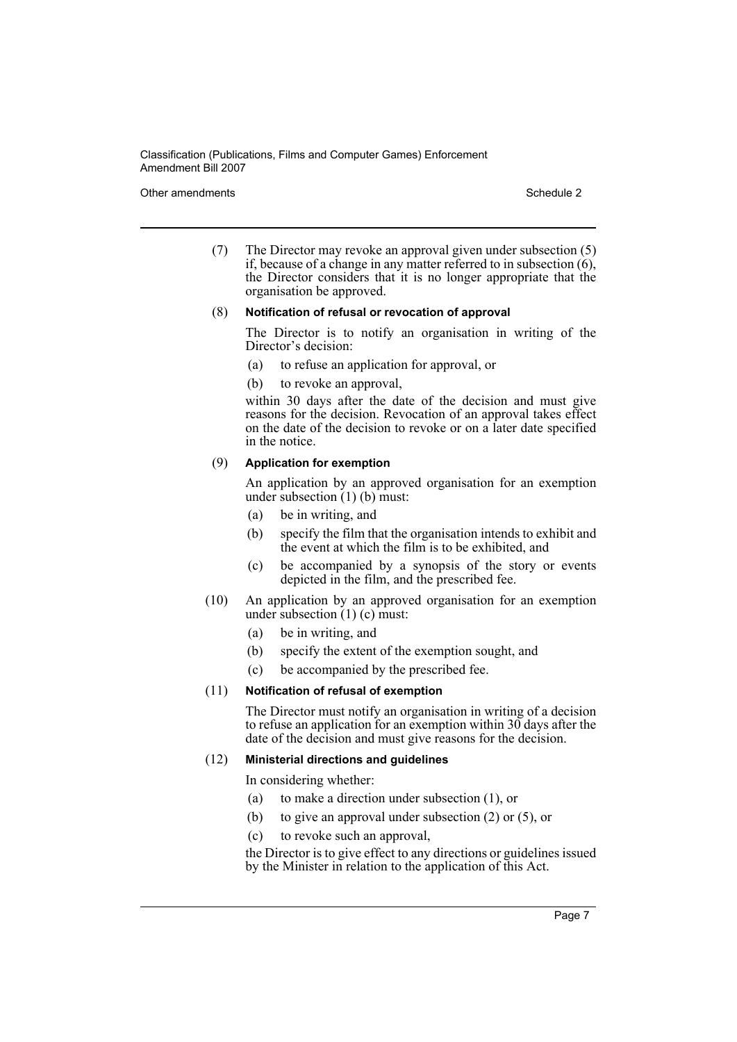(7) The Director may revoke an approval given under subsection (5) if, because of a change in any matter referred to in subsection (6), the Director considers that it is no longer appropriate that the organisation be approved.

(8) **Notification of refusal or revocation of approval**

The Director is to notify an organisation in writing of the Director's decision:

(a) to refuse an application for approval, or

(b) to revoke an approval,

within 30 days after the date of the decision and must give reasons for the decision. Revocation of an approval takes effect on the date of the decision to revoke or on a later date specified in the notice.

(9) **Application for exemption**

An application by an approved organisation for an exemption under subsection (1) (b) must:

(a) be in writing, and

(b) specify the film that the organisation intends to exhibit and the event at which the film is to be exhibited, and

(c) be accompanied by a synopsis of the story or events depicted in the film, and the prescribed fee.

(10) An application by an approved organisation for an exemption under subsection (1) (c) must:

(a) be in writing, and

(b) specify the extent of the exemption sought, and

(c) be accompanied by the prescribed fee.

(11) **Notification of refusal of exemption**

The Director must notify an organisation in writing of a decision to refuse an application for an exemption within 30 days after the date of the decision and must give reasons for the decision.

(12) **Ministerial directions and guidelines**

In considering whether:

(a) to make a direction under subsection (1), or

(b) to give an approval under subsection (2) or (5), or

(c) to revoke such an approval,

the Director is to give effect to any directions or guidelines issued by the Minister in relation to the application of this Act.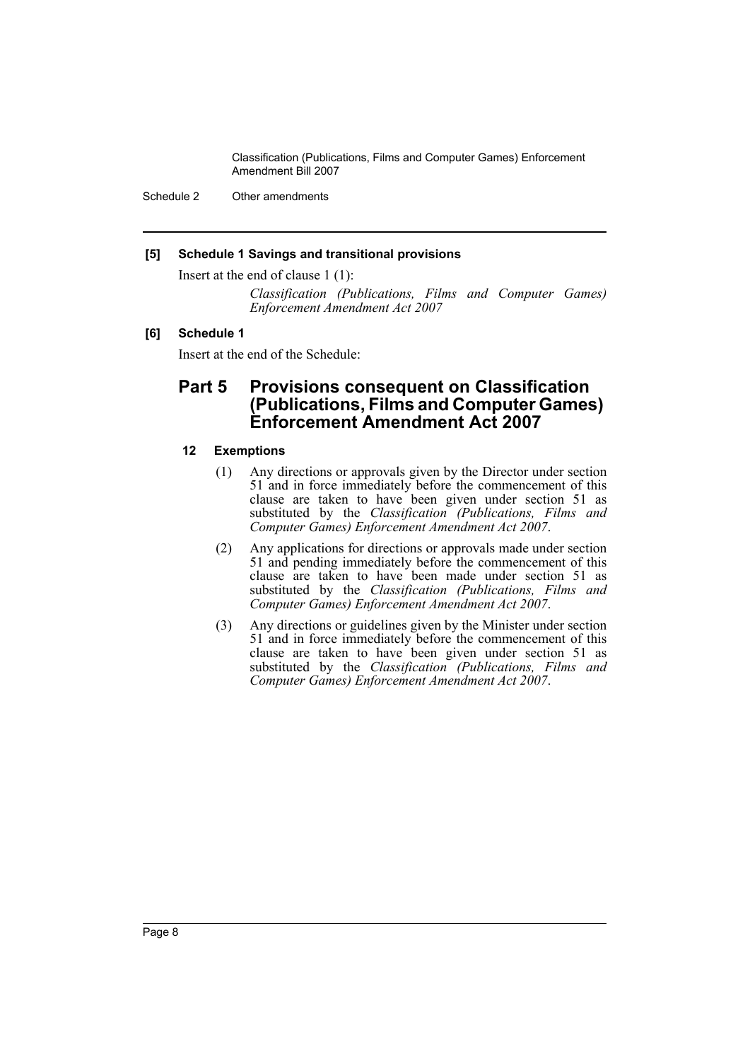**[5] Schedule 1 Savings and transitional provisions**

Insert at the end of clause 1 (1):

*Classification (Publications, Films and Computer Games) Enforcement Amendment Act 2007*

**[6] Schedule 1**

Insert at the end of the Schedule:

## Part 5 Provisions consequent on Classification (Publications, Films and Computer Games) Enforcement Amendment Act 2007

### 12 Exemptions

(1) Any directions or approvals given by the Director under section 51 and in force immediately before the commencement of this clause are taken to have been given under section 51 as substituted by the *Classification (Publications, Films and Computer Games) Enforcement Amendment Act 2007*.

(2) Any applications for directions or approvals made under section 51 and pending immediately before the commencement of this clause are taken to have been made under section 51 as substituted by the *Classification (Publications, Films and Computer Games) Enforcement Amendment Act 2007*.

(3) Any directions or guidelines given by the Minister under section 51 and in force immediately before the commencement of this clause are taken to have been given under section 51 as substituted by the *Classification (Publications, Films and Computer Games) Enforcement Amendment Act 2007*.